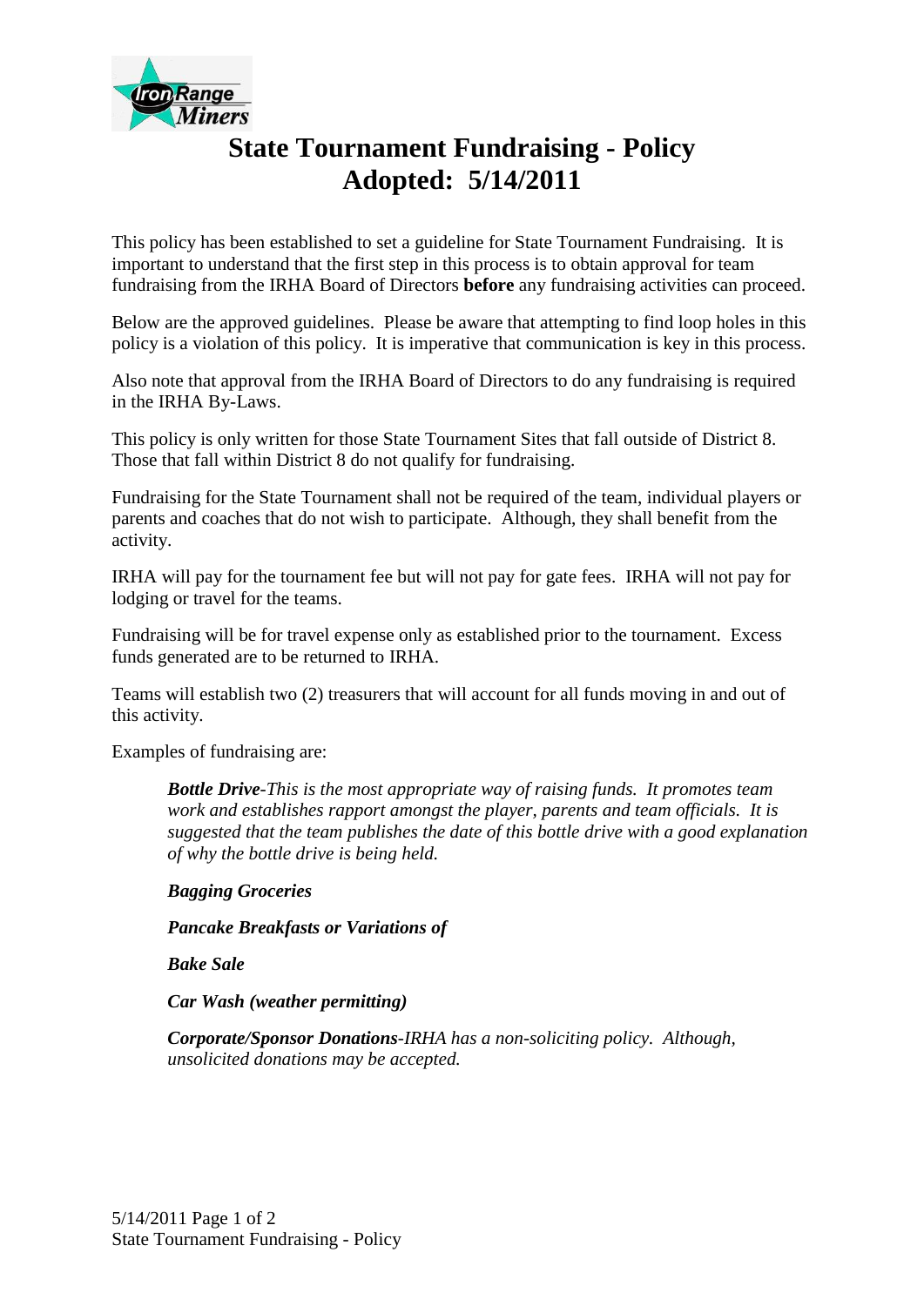# State Tournament Fundraising - Policy
# Adopted: 5/14/2011

This policy has been established to set a guideline for State Tournament Fundraising. It is important to understand that the first step in this process is to obtain approval for team fundraising from the IRHA Board of Directors **before** any fundraising activities can proceed.

Below are the approved guidelines. Please be aware that attempting to find loop holes in this policy is a violation of this policy. It is imperative that communication is key in this process.

Also note that approval from the IRHA Board of Directors to do any fundraising is required in the IRHA By-Laws.

This policy is only written for those State Tournament Sites that fall outside of District 8. Those that fall within District 8 do not qualify for fundraising.

Fundraising for the State Tournament shall not be required of the team, individual players or parents and coaches that do not wish to participate. Although, they shall benefit from the activity.

IRHA will pay for the tournament fee but will not pay for gate fees. IRHA will not pay for lodging or travel for the teams.

Fundraising will be for travel expense only as established prior to the tournament. Excess funds generated are to be returned to IRHA.

Teams will establish two (2) treasurers that will account for all funds moving in and out of this activity.

Examples of fundraising are:

> ***Bottle Drive****-This is the most appropriate way of raising funds. It promotes team work and establishes rapport amongst the player, parents and team officials. It is suggested that the team publishes the date of this bottle drive with a good explanation of why the bottle drive is being held.*
>
> ***Bagging Groceries***
>
> ***Pancake Breakfasts or Variations of***
>
> ***Bake Sale***
>
> ***Car Wash (weather permitting)***
>
> ***Corporate/Sponsor Donations****-IRHA has a non-soliciting policy. Although, unsolicited donations may be accepted.*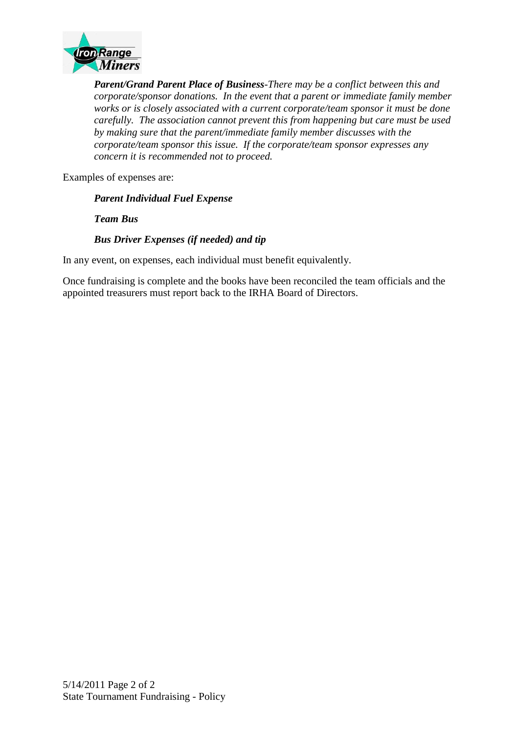***Parent/Grand Parent Place of Business****-There may be a conflict between this and corporate/sponsor donations. In the event that a parent or immediate family member works or is closely associated with a current corporate/team sponsor it must be done carefully. The association cannot prevent this from happening but care must be used by making sure that the parent/immediate family member discusses with the corporate/team sponsor this issue. If the corporate/team sponsor expresses any concern it is recommended not to proceed.*

Examples of expenses are:

***Parent Individual Fuel Expense***

***Team Bus***

***Bus Driver Expenses (if needed) and tip***

In any event, on expenses, each individual must benefit equivalently.

Once fundraising is complete and the books have been reconciled the team officials and the appointed treasurers must report back to the IRHA Board of Directors.